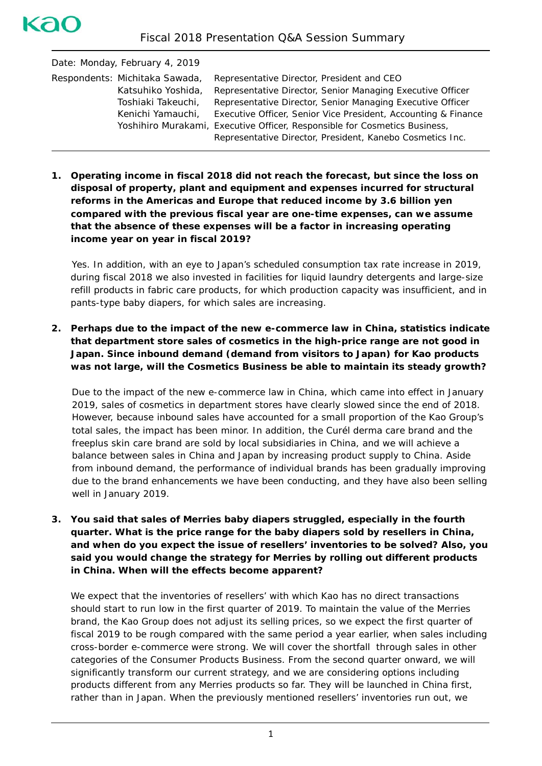# Fiscal 2018 Presentation Q&A Session Summary

Date: Monday, February 4, 2019

| | | |
|---|---|---|
| Respondents: | Michitaka Sawada, | Representative Director, President and CEO |
| | Katsuhiko Yoshida, | Representative Director, Senior Managing Executive Officer |
| | Toshiaki Takeuchi, | Representative Director, Senior Managing Executive Officer |
| | Kenichi Yamauchi, | Executive Officer, Senior Vice President, Accounting & Finance |
| | Yoshihiro Murakami, | Executive Officer, Responsible for Cosmetics Business, Representative Director, President, Kanebo Cosmetics Inc. |

1. **Operating income in fiscal 2018 did not reach the forecast, but since the loss on disposal of property, plant and equipment and expenses incurred for structural reforms in the Americas and Europe that reduced income by 3.6 billion yen compared with the previous fiscal year are one-time expenses, can we assume that the absence of these expenses will be a factor in increasing operating income year on year in fiscal 2019?**

   Yes. In addition, with an eye to Japan's scheduled consumption tax rate increase in 2019, during fiscal 2018 we also invested in facilities for liquid laundry detergents and large-size refill products in fabric care products, for which production capacity was insufficient, and in pants-type baby diapers, for which sales are increasing.

2. **Perhaps due to the impact of the new e-commerce law in China, statistics indicate that department store sales of cosmetics in the high-price range are not good in Japan. Since inbound demand (demand from visitors to Japan) for Kao products was not large, will the Cosmetics Business be able to maintain its steady growth?**

   Due to the impact of the new e-commerce law in China, which came into effect in January 2019, sales of cosmetics in department stores have clearly slowed since the end of 2018. However, because inbound sales have accounted for a small proportion of the Kao Group's total sales, the impact has been minor. In addition, the Curél derma care brand and the freeplus skin care brand are sold by local subsidiaries in China, and we will achieve a balance between sales in China and Japan by increasing product supply to China. Aside from inbound demand, the performance of individual brands has been gradually improving due to the brand enhancements we have been conducting, and they have also been selling well in January 2019.

3. **You said that sales of Merries baby diapers struggled, especially in the fourth quarter. What is the price range for the baby diapers sold by resellers in China, and when do you expect the issue of resellers' inventories to be solved? Also, you said you would change the strategy for Merries by rolling out different products in China. When will the effects become apparent?**

   We expect that the inventories of resellers' with which Kao has no direct transactions should start to run low in the first quarter of 2019. To maintain the value of the Merries brand, the Kao Group does not adjust its selling prices, so we expect the first quarter of fiscal 2019 to be rough compared with the same period a year earlier, when sales including cross-border e-commerce were strong. We will cover the shortfall through sales in other categories of the Consumer Products Business. From the second quarter onward, we will significantly transform our current strategy, and we are considering options including products different from any Merries products so far. They will be launched in China first, rather than in Japan. When the previously mentioned resellers' inventories run out, we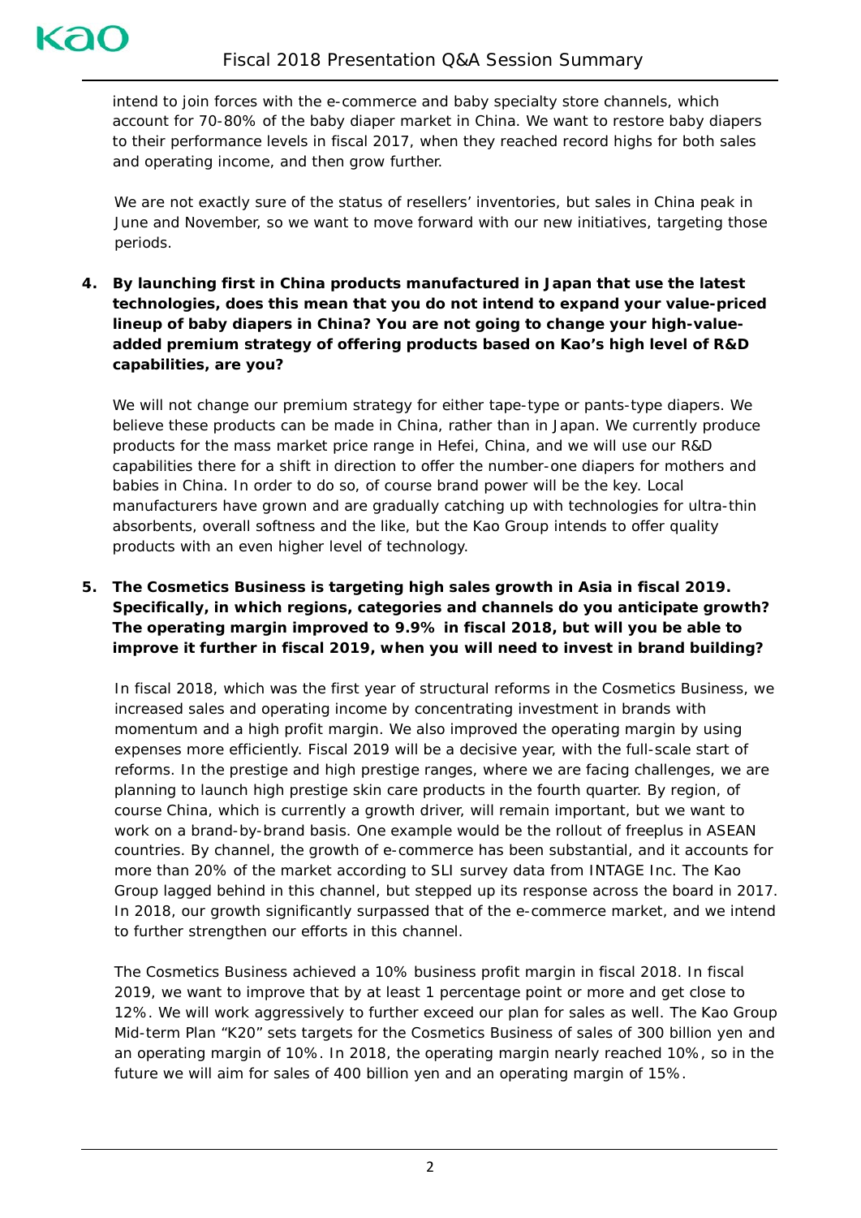intend to join forces with the e-commerce and baby specialty store channels, which account for 70-80% of the baby diaper market in China. We want to restore baby diapers to their performance levels in fiscal 2017, when they reached record highs for both sales and operating income, and then grow further.

We are not exactly sure of the status of resellers' inventories, but sales in China peak in June and November, so we want to move forward with our new initiatives, targeting those periods.

**4. By launching first in China products manufactured in Japan that use the latest technologies, does this mean that you do not intend to expand your value-priced lineup of baby diapers in China? You are not going to change your high-value-added premium strategy of offering products based on Kao's high level of R&D capabilities, are you?**

We will not change our premium strategy for either tape-type or pants-type diapers. We believe these products can be made in China, rather than in Japan. We currently produce products for the mass market price range in Hefei, China, and we will use our R&D capabilities there for a shift in direction to offer the number-one diapers for mothers and babies in China. In order to do so, of course brand power will be the key. Local manufacturers have grown and are gradually catching up with technologies for ultra-thin absorbents, overall softness and the like, but the Kao Group intends to offer quality products with an even higher level of technology.

**5. The Cosmetics Business is targeting high sales growth in Asia in fiscal 2019. Specifically, in which regions, categories and channels do you anticipate growth? The operating margin improved to 9.9% in fiscal 2018, but will you be able to improve it further in fiscal 2019, when you will need to invest in brand building?**

In fiscal 2018, which was the first year of structural reforms in the Cosmetics Business, we increased sales and operating income by concentrating investment in brands with momentum and a high profit margin. We also improved the operating margin by using expenses more efficiently. Fiscal 2019 will be a decisive year, with the full-scale start of reforms. In the prestige and high prestige ranges, where we are facing challenges, we are planning to launch high prestige skin care products in the fourth quarter. By region, of course China, which is currently a growth driver, will remain important, but we want to work on a brand-by-brand basis. One example would be the rollout of freeplus in ASEAN countries. By channel, the growth of e-commerce has been substantial, and it accounts for more than 20% of the market according to SLI survey data from INTAGE Inc. The Kao Group lagged behind in this channel, but stepped up its response across the board in 2017. In 2018, our growth significantly surpassed that of the e-commerce market, and we intend to further strengthen our efforts in this channel.

The Cosmetics Business achieved a 10% business profit margin in fiscal 2018. In fiscal 2019, we want to improve that by at least 1 percentage point or more and get close to 12%. We will work aggressively to further exceed our plan for sales as well. The Kao Group Mid-term Plan "K20" sets targets for the Cosmetics Business of sales of 300 billion yen and an operating margin of 10%. In 2018, the operating margin nearly reached 10%, so in the future we will aim for sales of 400 billion yen and an operating margin of 15%.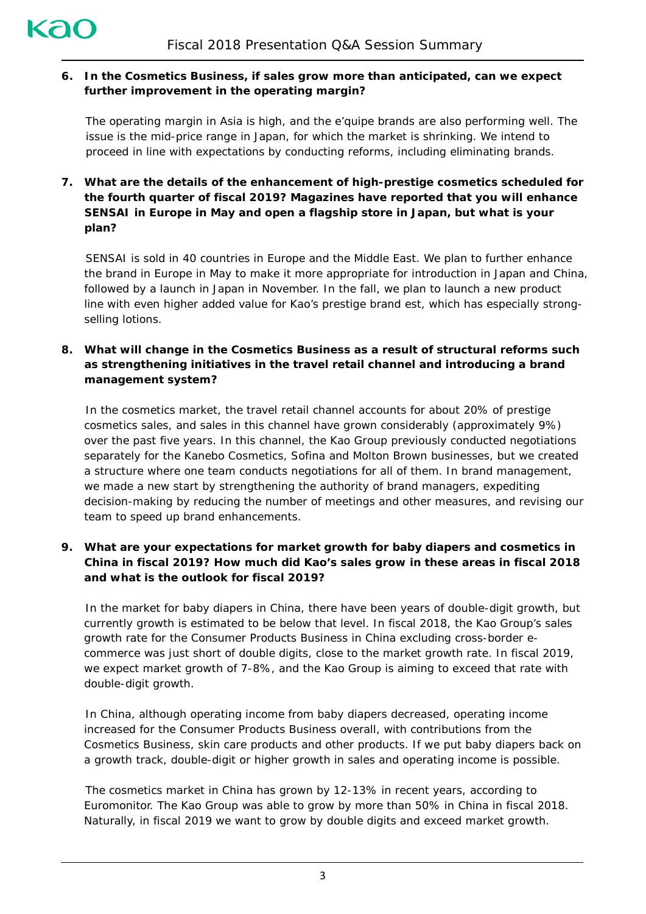**6. In the Cosmetics Business, if sales grow more than anticipated, can we expect further improvement in the operating margin?**

The operating margin in Asia is high, and the e'quipe brands are also performing well. The issue is the mid-price range in Japan, for which the market is shrinking. We intend to proceed in line with expectations by conducting reforms, including eliminating brands.

**7. What are the details of the enhancement of high-prestige cosmetics scheduled for the fourth quarter of fiscal 2019? Magazines have reported that you will enhance SENSAI in Europe in May and open a flagship store in Japan, but what is your plan?**

SENSAI is sold in 40 countries in Europe and the Middle East. We plan to further enhance the brand in Europe in May to make it more appropriate for introduction in Japan and China, followed by a launch in Japan in November. In the fall, we plan to launch a new product line with even higher added value for Kao's prestige brand est, which has especially strong-selling lotions.

**8. What will change in the Cosmetics Business as a result of structural reforms such as strengthening initiatives in the travel retail channel and introducing a brand management system?**

In the cosmetics market, the travel retail channel accounts for about 20% of prestige cosmetics sales, and sales in this channel have grown considerably (approximately 9%) over the past five years. In this channel, the Kao Group previously conducted negotiations separately for the Kanebo Cosmetics, Sofina and Molton Brown businesses, but we created a structure where one team conducts negotiations for all of them. In brand management, we made a new start by strengthening the authority of brand managers, expediting decision-making by reducing the number of meetings and other measures, and revising our team to speed up brand enhancements.

**9. What are your expectations for market growth for baby diapers and cosmetics in China in fiscal 2019? How much did Kao's sales grow in these areas in fiscal 2018 and what is the outlook for fiscal 2019?**

In the market for baby diapers in China, there have been years of double-digit growth, but currently growth is estimated to be below that level. In fiscal 2018, the Kao Group's sales growth rate for the Consumer Products Business in China excluding cross-border e-commerce was just short of double digits, close to the market growth rate. In fiscal 2019, we expect market growth of 7-8%, and the Kao Group is aiming to exceed that rate with double-digit growth.

In China, although operating income from baby diapers decreased, operating income increased for the Consumer Products Business overall, with contributions from the Cosmetics Business, skin care products and other products. If we put baby diapers back on a growth track, double-digit or higher growth in sales and operating income is possible.

The cosmetics market in China has grown by 12-13% in recent years, according to Euromonitor. The Kao Group was able to grow by more than 50% in China in fiscal 2018. Naturally, in fiscal 2019 we want to grow by double digits and exceed market growth.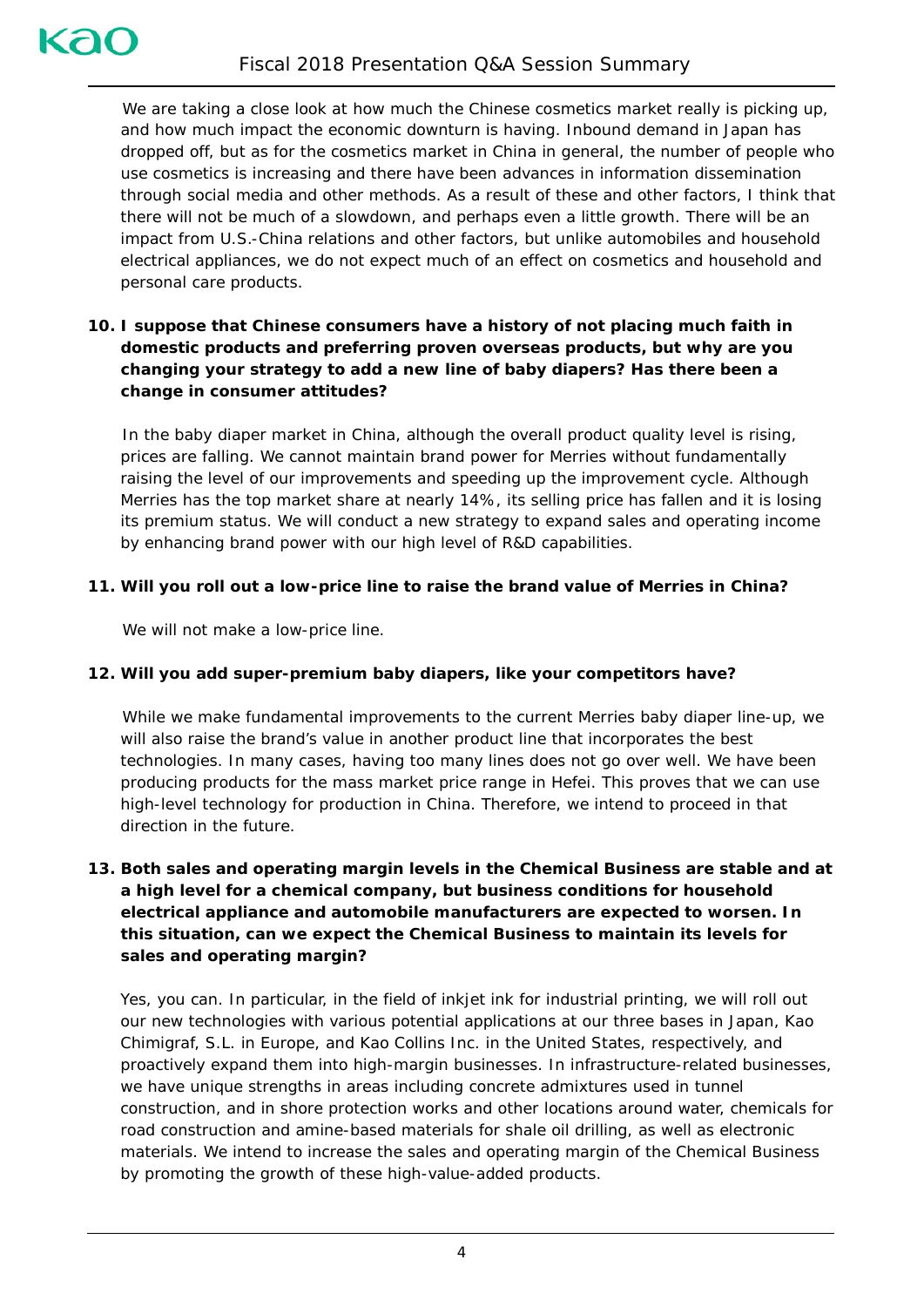We are taking a close look at how much the Chinese cosmetics market really is picking up, and how much impact the economic downturn is having. Inbound demand in Japan has dropped off, but as for the cosmetics market in China in general, the number of people who use cosmetics is increasing and there have been advances in information dissemination through social media and other methods. As a result of these and other factors, I think that there will not be much of a slowdown, and perhaps even a little growth. There will be an impact from U.S.-China relations and other factors, but unlike automobiles and household electrical appliances, we do not expect much of an effect on cosmetics and household and personal care products.

**10. I suppose that Chinese consumers have a history of not placing much faith in domestic products and preferring proven overseas products, but why are you changing your strategy to add a new line of baby diapers? Has there been a change in consumer attitudes?**

In the baby diaper market in China, although the overall product quality level is rising, prices are falling. We cannot maintain brand power for Merries without fundamentally raising the level of our improvements and speeding up the improvement cycle. Although Merries has the top market share at nearly 14%, its selling price has fallen and it is losing its premium status. We will conduct a new strategy to expand sales and operating income by enhancing brand power with our high level of R&D capabilities.

**11. Will you roll out a low-price line to raise the brand value of Merries in China?**

We will not make a low-price line.

**12. Will you add super-premium baby diapers, like your competitors have?**

While we make fundamental improvements to the current Merries baby diaper line-up, we will also raise the brand's value in another product line that incorporates the best technologies. In many cases, having too many lines does not go over well. We have been producing products for the mass market price range in Hefei. This proves that we can use high-level technology for production in China. Therefore, we intend to proceed in that direction in the future.

**13. Both sales and operating margin levels in the Chemical Business are stable and at a high level for a chemical company, but business conditions for household electrical appliance and automobile manufacturers are expected to worsen. In this situation, can we expect the Chemical Business to maintain its levels for sales and operating margin?**

Yes, you can. In particular, in the field of inkjet ink for industrial printing, we will roll out our new technologies with various potential applications at our three bases in Japan, Kao Chimigraf, S.L. in Europe, and Kao Collins Inc. in the United States, respectively, and proactively expand them into high-margin businesses. In infrastructure-related businesses, we have unique strengths in areas including concrete admixtures used in tunnel construction, and in shore protection works and other locations around water, chemicals for road construction and amine-based materials for shale oil drilling, as well as electronic materials. We intend to increase the sales and operating margin of the Chemical Business by promoting the growth of these high-value-added products.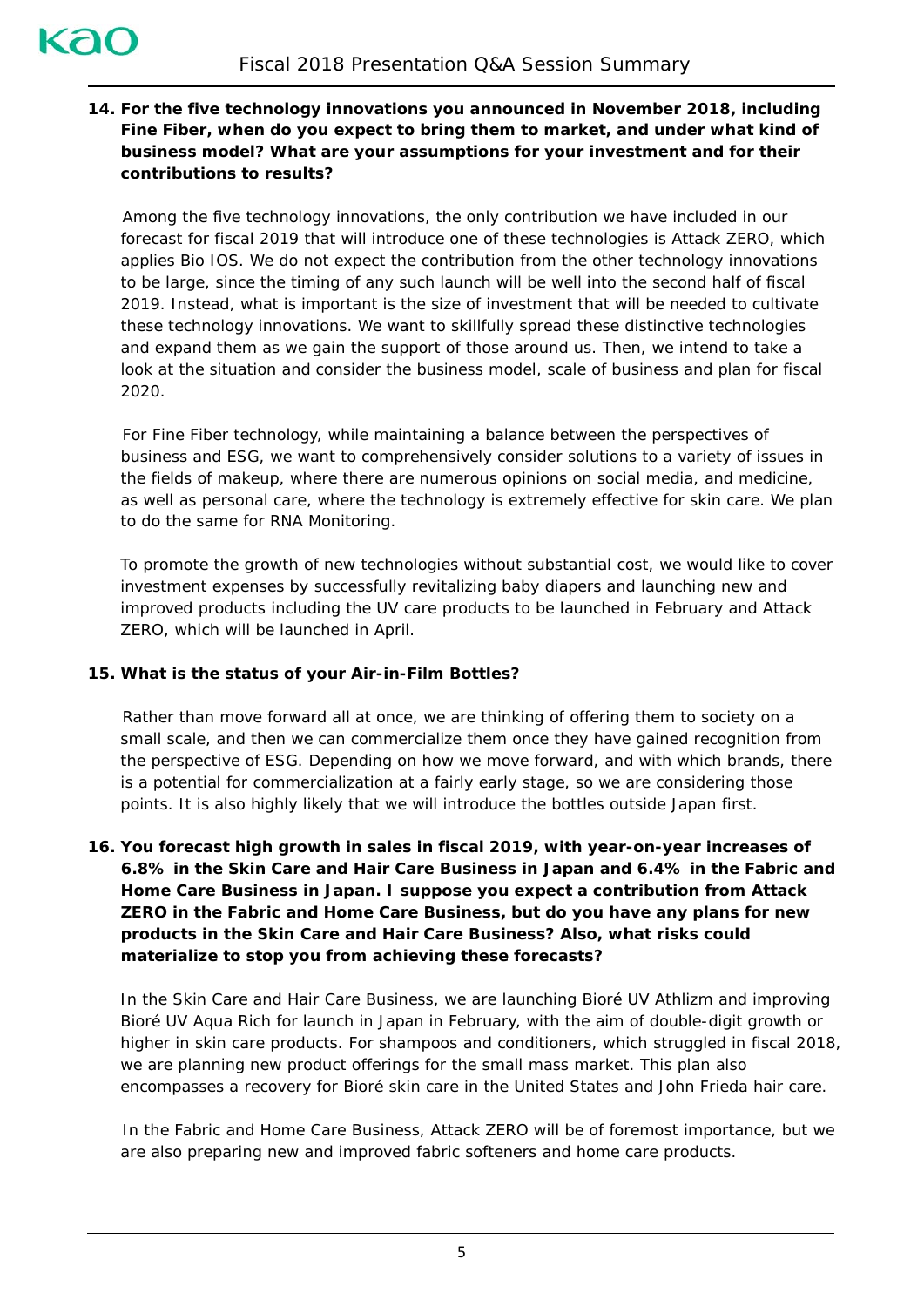**14. For the five technology innovations you announced in November 2018, including Fine Fiber, when do you expect to bring them to market, and under what kind of business model? What are your assumptions for your investment and for their contributions to results?**

Among the five technology innovations, the only contribution we have included in our forecast for fiscal 2019 that will introduce one of these technologies is Attack ZERO, which applies Bio IOS. We do not expect the contribution from the other technology innovations to be large, since the timing of any such launch will be well into the second half of fiscal 2019. Instead, what is important is the size of investment that will be needed to cultivate these technology innovations. We want to skillfully spread these distinctive technologies and expand them as we gain the support of those around us. Then, we intend to take a look at the situation and consider the business model, scale of business and plan for fiscal 2020.

For Fine Fiber technology, while maintaining a balance between the perspectives of business and ESG, we want to comprehensively consider solutions to a variety of issues in the fields of makeup, where there are numerous opinions on social media, and medicine, as well as personal care, where the technology is extremely effective for skin care. We plan to do the same for RNA Monitoring.

To promote the growth of new technologies without substantial cost, we would like to cover investment expenses by successfully revitalizing baby diapers and launching new and improved products including the UV care products to be launched in February and Attack ZERO, which will be launched in April.

**15. What is the status of your Air-in-Film Bottles?**

Rather than move forward all at once, we are thinking of offering them to society on a small scale, and then we can commercialize them once they have gained recognition from the perspective of ESG. Depending on how we move forward, and with which brands, there is a potential for commercialization at a fairly early stage, so we are considering those points. It is also highly likely that we will introduce the bottles outside Japan first.

**16. You forecast high growth in sales in fiscal 2019, with year-on-year increases of 6.8% in the Skin Care and Hair Care Business in Japan and 6.4% in the Fabric and Home Care Business in Japan. I suppose you expect a contribution from Attack ZERO in the Fabric and Home Care Business, but do you have any plans for new products in the Skin Care and Hair Care Business? Also, what risks could materialize to stop you from achieving these forecasts?**

In the Skin Care and Hair Care Business, we are launching Bioré UV Athlizm and improving Bioré UV Aqua Rich for launch in Japan in February, with the aim of double-digit growth or higher in skin care products. For shampoos and conditioners, which struggled in fiscal 2018, we are planning new product offerings for the small mass market. This plan also encompasses a recovery for Bioré skin care in the United States and John Frieda hair care.

In the Fabric and Home Care Business, Attack ZERO will be of foremost importance, but we are also preparing new and improved fabric softeners and home care products.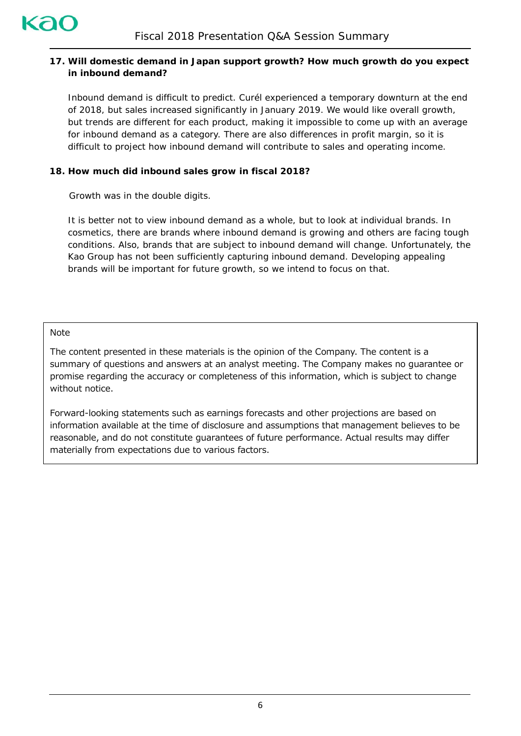**17. Will domestic demand in Japan support growth? How much growth do you expect in inbound demand?**

Inbound demand is difficult to predict. Curél experienced a temporary downturn at the end of 2018, but sales increased significantly in January 2019. We would like overall growth, but trends are different for each product, making it impossible to come up with an average for inbound demand as a category. There are also differences in profit margin, so it is difficult to project how inbound demand will contribute to sales and operating income.

**18. How much did inbound sales grow in fiscal 2018?**

Growth was in the double digits.

It is better not to view inbound demand as a whole, but to look at individual brands. In cosmetics, there are brands where inbound demand is growing and others are facing tough conditions. Also, brands that are subject to inbound demand will change. Unfortunately, the Kao Group has not been sufficiently capturing inbound demand. Developing appealing brands will be important for future growth, so we intend to focus on that.

Note

The content presented in these materials is the opinion of the Company. The content is a summary of questions and answers at an analyst meeting. The Company makes no guarantee or promise regarding the accuracy or completeness of this information, which is subject to change without notice.

Forward-looking statements such as earnings forecasts and other projections are based on information available at the time of disclosure and assumptions that management believes to be reasonable, and do not constitute guarantees of future performance. Actual results may differ materially from expectations due to various factors.